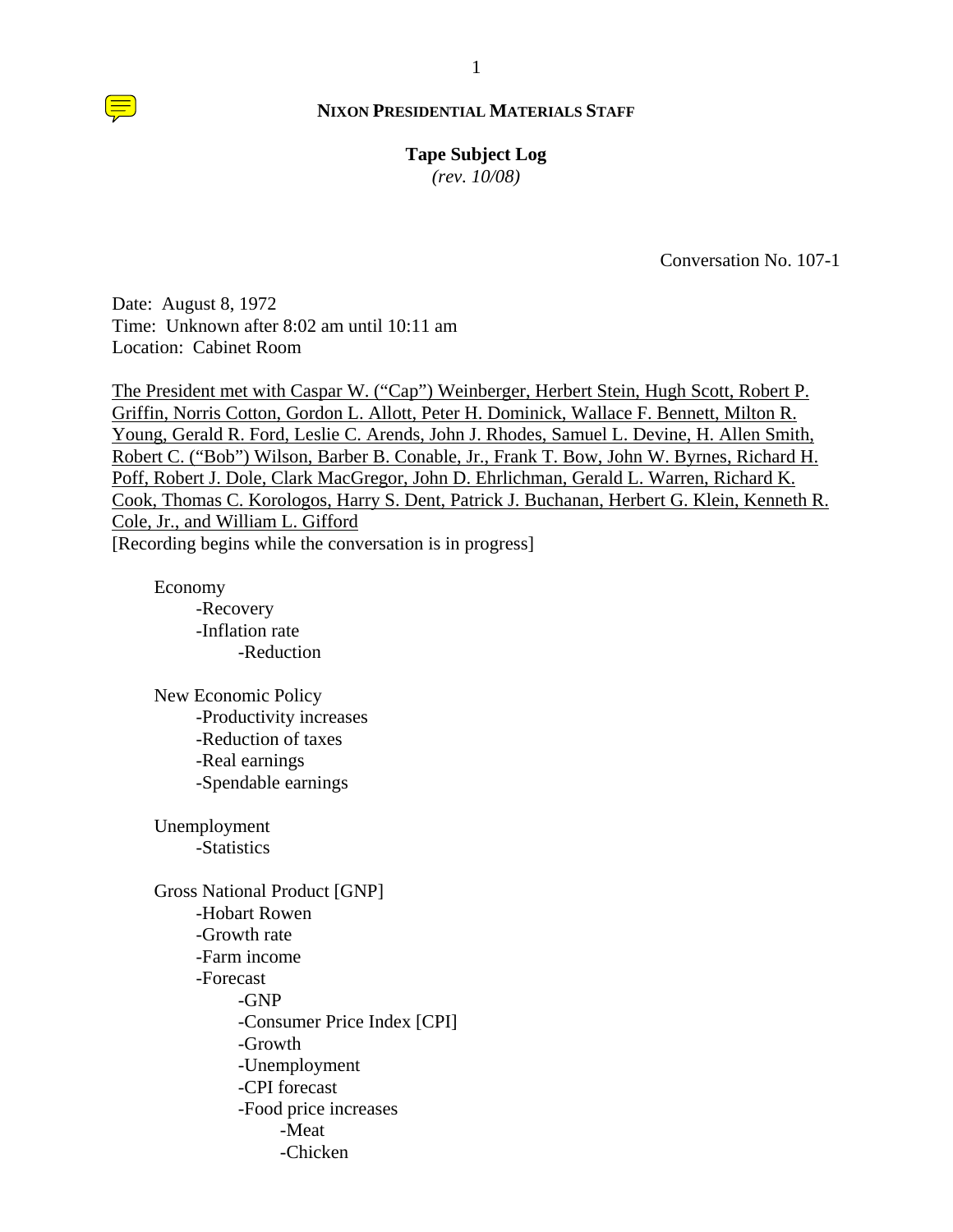**NIXON PRESIDENTIAL MATERIALS STAFF**

**Tape Subject Log**
*(rev. 10/08)*

Conversation No. 107-1

Date: August 8, 1972
Time: Unknown after 8:02 am until 10:11 am
Location: Cabinet Room

The President met with Caspar W. ("Cap") Weinberger, Herbert Stein, Hugh Scott, Robert P. Griffin, Norris Cotton, Gordon L. Allott, Peter H. Dominick, Wallace F. Bennett, Milton R. Young, Gerald R. Ford, Leslie C. Arends, John J. Rhodes, Samuel L. Devine, H. Allen Smith, Robert C. ("Bob") Wilson, Barber B. Conable, Jr., Frank T. Bow, John W. Byrnes, Richard H. Poff, Robert J. Dole, Clark MacGregor, John D. Ehrlichman, Gerald L. Warren, Richard K. Cook, Thomas C. Korologos, Harry S. Dent, Patrick J. Buchanan, Herbert G. Klein, Kenneth R. Cole, Jr., and William L. Gifford

[Recording begins while the conversation is in progress]

- Economy
  - -Recovery
  - -Inflation rate
    - -Reduction

- New Economic Policy
  - -Productivity increases
  - -Reduction of taxes
  - -Real earnings
  - -Spendable earnings

- Unemployment
  - -Statistics

- Gross National Product [GNP]
  - -Hobart Rowen
  - -Growth rate
  - -Farm income
  - -Forecast
    - -GNP
    - -Consumer Price Index [CPI]
    - -Growth
    - -Unemployment
    - -CPI forecast
    - -Food price increases
      - -Meat
      - -Chicken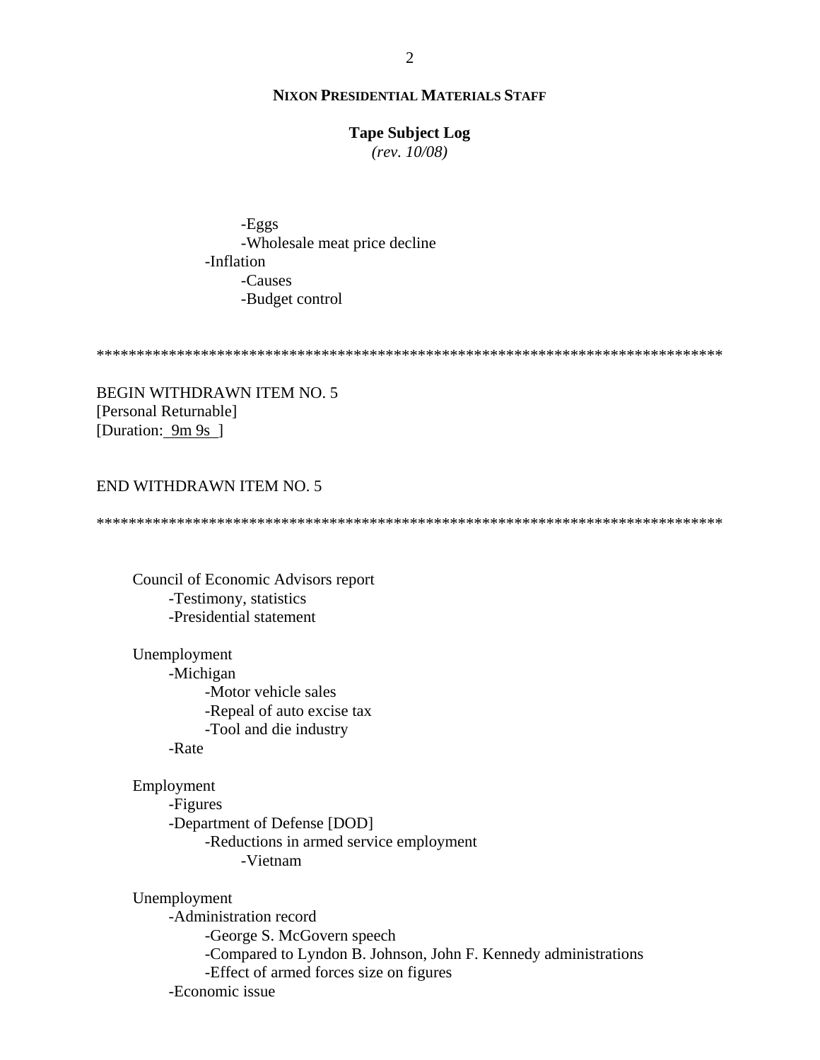- Eggs
- Wholesale meat price decline
- Inflation
  - Causes
  - Budget control

*******************************************************************************

BEGIN WITHDRAWN ITEM NO. 5
[Personal Returnable]
[Duration: 9m 9s ]

END WITHDRAWN ITEM NO. 5

*******************************************************************************

Council of Economic Advisors report
- Testimony, statistics
- Presidential statement

Unemployment
- Michigan
  - Motor vehicle sales
  - Repeal of auto excise tax
  - Tool and die industry
- Rate

Employment
- Figures
- Department of Defense [DOD]
  - Reductions in armed service employment
    - Vietnam

Unemployment
- Administration record
  - George S. McGovern speech
  - Compared to Lyndon B. Johnson, John F. Kennedy administrations
  - Effect of armed forces size on figures
- Economic issue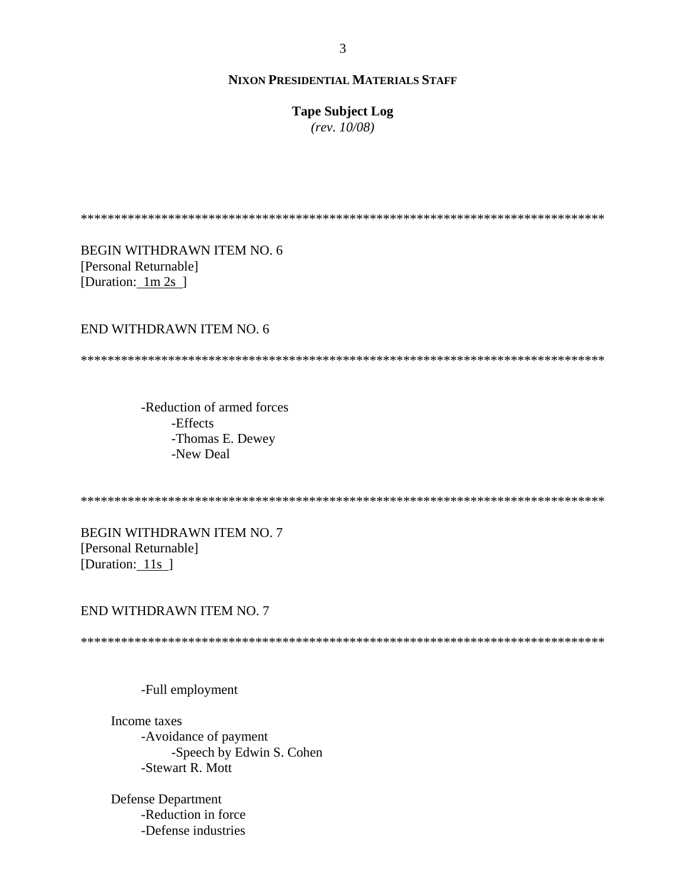**NIXON PRESIDENTIAL MATERIALS STAFF**

**Tape Subject Log**
*(rev. 10/08)*

*******************************************************************************

BEGIN WITHDRAWN ITEM NO. 6
[Personal Returnable]
[Duration: 1m 2s ]

END WITHDRAWN ITEM NO. 6

*******************************************************************************

- -Reduction of armed forces
  - -Effects
  - -Thomas E. Dewey
  - -New Deal

*******************************************************************************

BEGIN WITHDRAWN ITEM NO. 7
[Personal Returnable]
[Duration: 11s ]

END WITHDRAWN ITEM NO. 7

*******************************************************************************

- -Full employment

Income taxes
- -Avoidance of payment
  - -Speech by Edwin S. Cohen
- -Stewart R. Mott

Defense Department
- -Reduction in force
- -Defense industries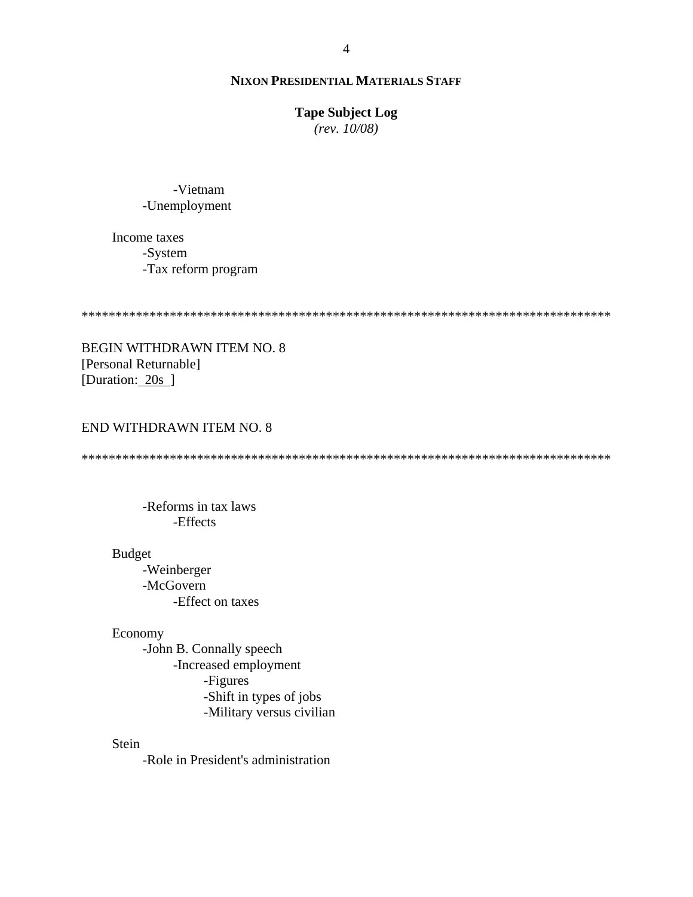**NIXON PRESIDENTIAL MATERIALS STAFF**

**Tape Subject Log**
*(rev. 10/08)*

- -Vietnam
- -Unemployment

Income taxes
- -System
- -Tax reform program

********************************************************************************

BEGIN WITHDRAWN ITEM NO. 8
[Personal Returnable]
[Duration: 20s ]

END WITHDRAWN ITEM NO. 8

********************************************************************************

- -Reforms in tax laws
    - -Effects

Budget
- -Weinberger
- -McGovern
    - -Effect on taxes

Economy
- -John B. Connally speech
    - -Increased employment
        - -Figures
        - -Shift in types of jobs
        - -Military versus civilian

Stein
- -Role in President's administration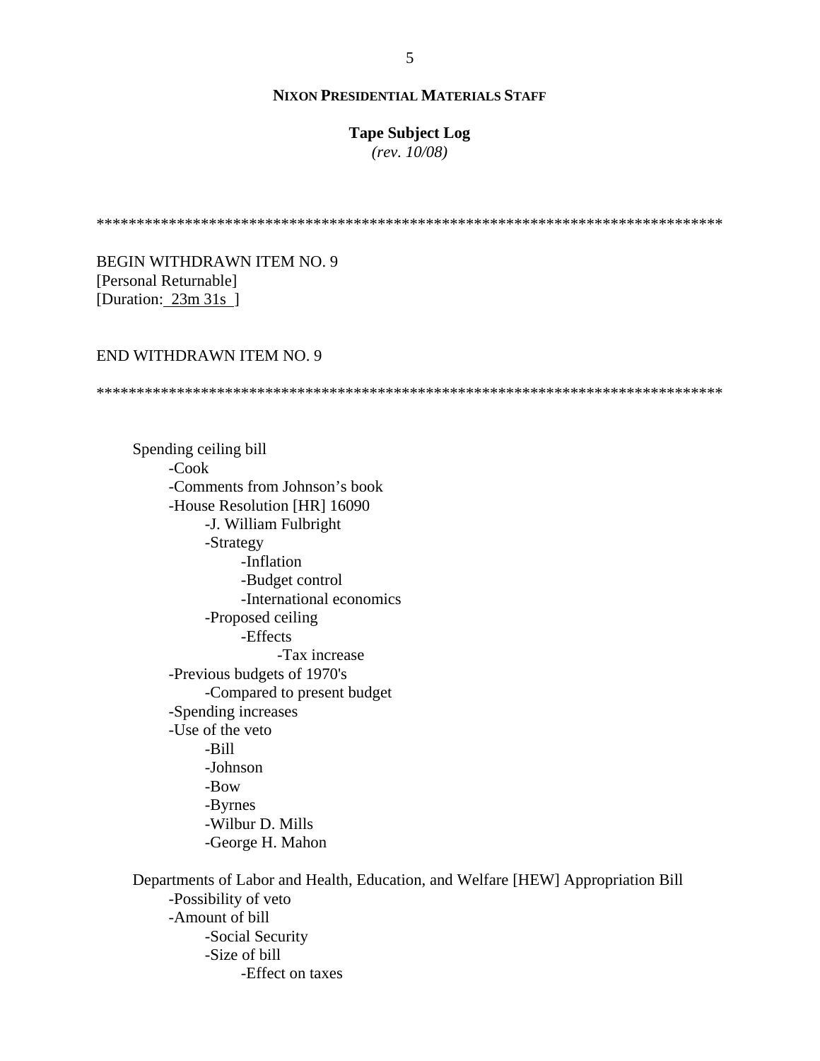**NIXON PRESIDENTIAL MATERIALS STAFF**

**Tape Subject Log**
*(rev. 10/08)*

******************************************************************************

BEGIN WITHDRAWN ITEM NO. 9
[Personal Returnable]
[Duration: 23m 31s ]

END WITHDRAWN ITEM NO. 9

******************************************************************************

Spending ceiling bill
- -Cook
- -Comments from Johnson's book
- -House Resolution [HR] 16090
    - -J. William Fulbright
    - -Strategy
        - -Inflation
        - -Budget control
        - -International economics
    - -Proposed ceiling
        - -Effects
            - -Tax increase
- -Previous budgets of 1970's
    - -Compared to present budget
- -Spending increases
- -Use of the veto
    - -Bill
    - -Johnson
    - -Bow
    - -Byrnes
    - -Wilbur D. Mills
    - -George H. Mahon

Departments of Labor and Health, Education, and Welfare [HEW] Appropriation Bill
- -Possibility of veto
- -Amount of bill
    - -Social Security
    - -Size of bill
        - -Effect on taxes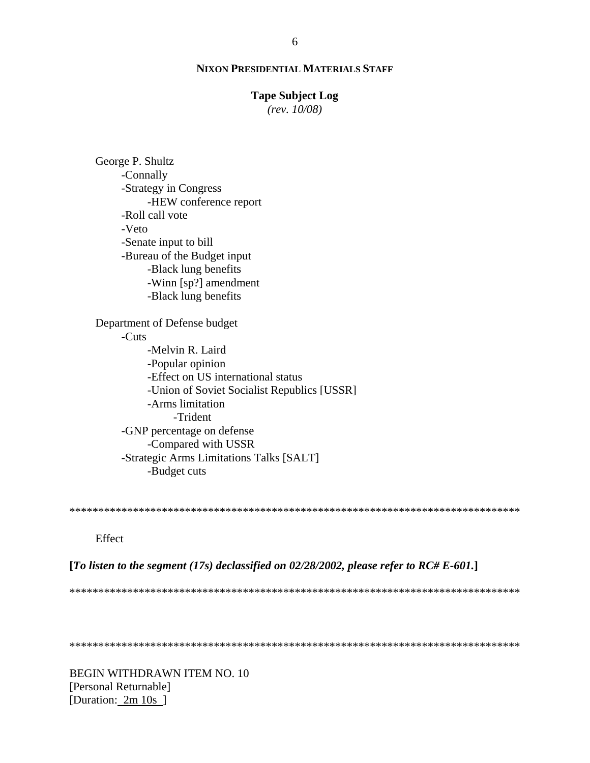George P. Shultz
- -Connally
- -Strategy in Congress
    - -HEW conference report
- -Roll call vote
- -Veto
- -Senate input to bill
- -Bureau of the Budget input
    - -Black lung benefits
    - -Winn [sp?] amendment
    - -Black lung benefits

Department of Defense budget
- -Cuts
    - -Melvin R. Laird
    - -Popular opinion
    - -Effect on US international status
    - -Union of Soviet Socialist Republics [USSR]
    - -Arms limitation
        - -Trident
- -GNP percentage on defense
    - -Compared with USSR
- -Strategic Arms Limitations Talks [SALT]
    - -Budget cuts

*******************************************************************************

Effect

**[*To listen to the segment (17s) declassified on 02/28/2002, please refer to RC# E-601.*]**

*******************************************************************************

*******************************************************************************

BEGIN WITHDRAWN ITEM NO. 10
[Personal Returnable]
[Duration: 2m 10s ]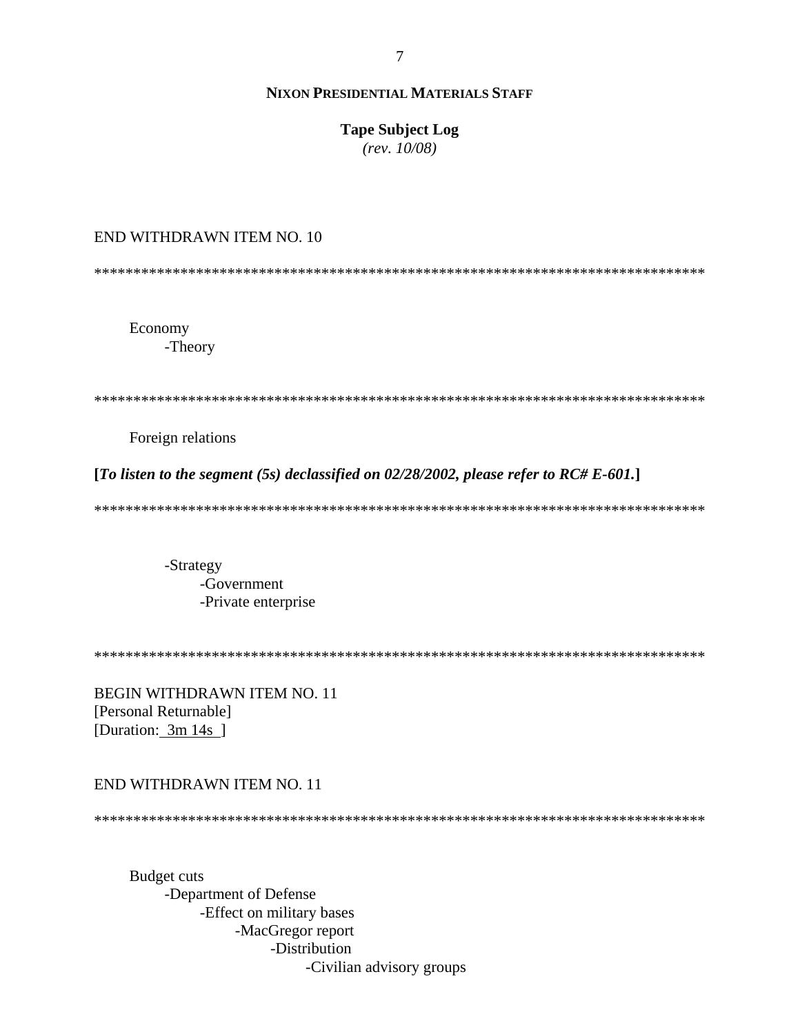END WITHDRAWN ITEM NO. 10

*******************************************************************************

Economy
- -Theory

*******************************************************************************

Foreign relations

**[*To listen to the segment (5s) declassified on 02/28/2002, please refer to RC# E-601.*]**

*******************************************************************************

- -Strategy
    - -Government
    - -Private enterprise

*******************************************************************************

BEGIN WITHDRAWN ITEM NO. 11
[Personal Returnable]
[Duration: 3m 14s ]

END WITHDRAWN ITEM NO. 11

*******************************************************************************

Budget cuts
- -Department of Defense
    - -Effect on military bases
        - -MacGregor report
            - -Distribution
                - -Civilian advisory groups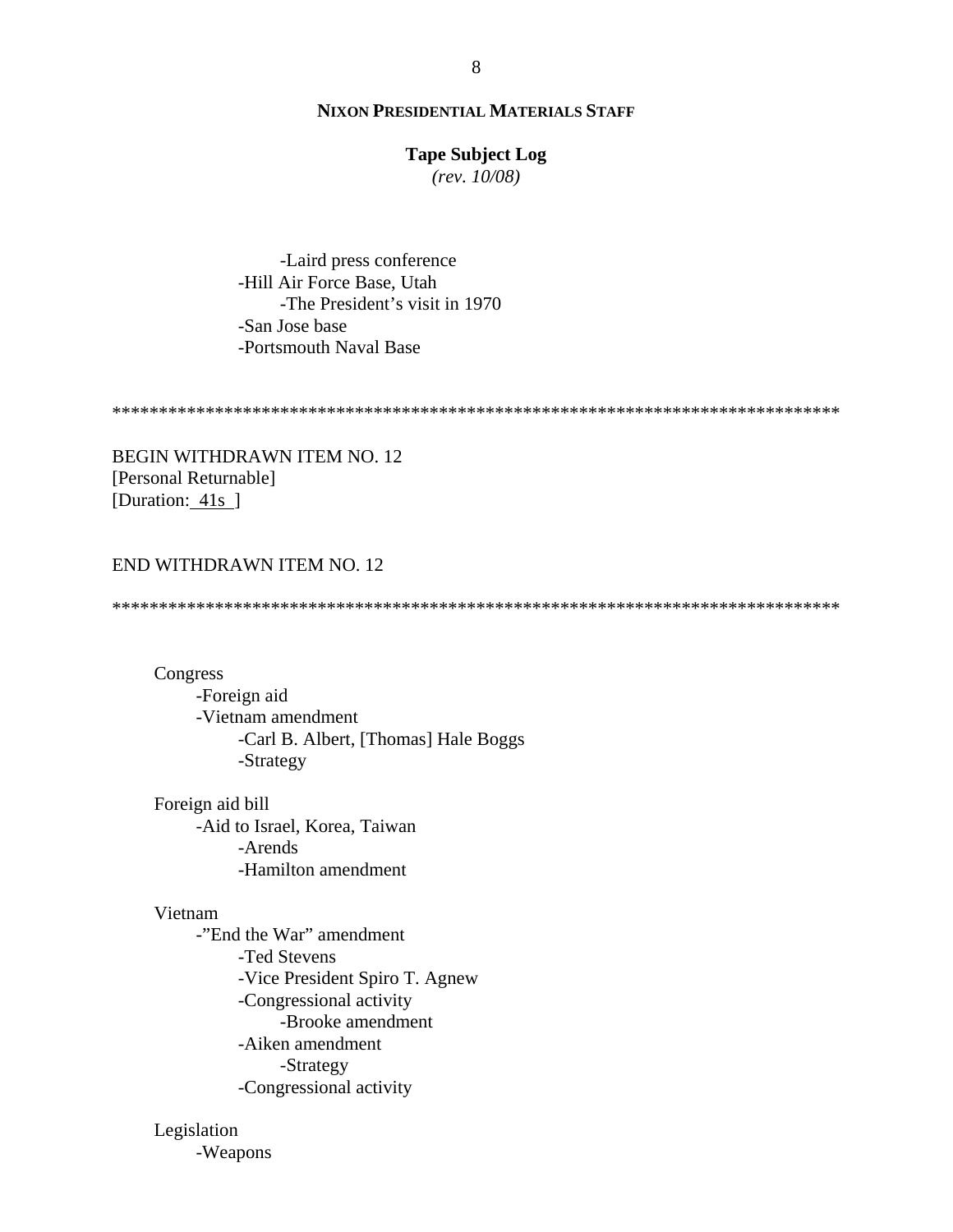-Laird press conference
    -Hill Air Force Base, Utah
        -The President's visit in 1970
    -San Jose base
    -Portsmouth Naval Base

*******************************************************************************

BEGIN WITHDRAWN ITEM NO. 12
[Personal Returnable]
[Duration: 41s ]

END WITHDRAWN ITEM NO. 12

*******************************************************************************

Congress
- -Foreign aid
- -Vietnam amendment
    - -Carl B. Albert, [Thomas] Hale Boggs
    - -Strategy

Foreign aid bill
- -Aid to Israel, Korea, Taiwan
    - -Arends
    - -Hamilton amendment

Vietnam
- -"End the War" amendment
    - -Ted Stevens
    - -Vice President Spiro T. Agnew
    - -Congressional activity
        - -Brooke amendment
    - -Aiken amendment
        - -Strategy
    - -Congressional activity

Legislation
- -Weapons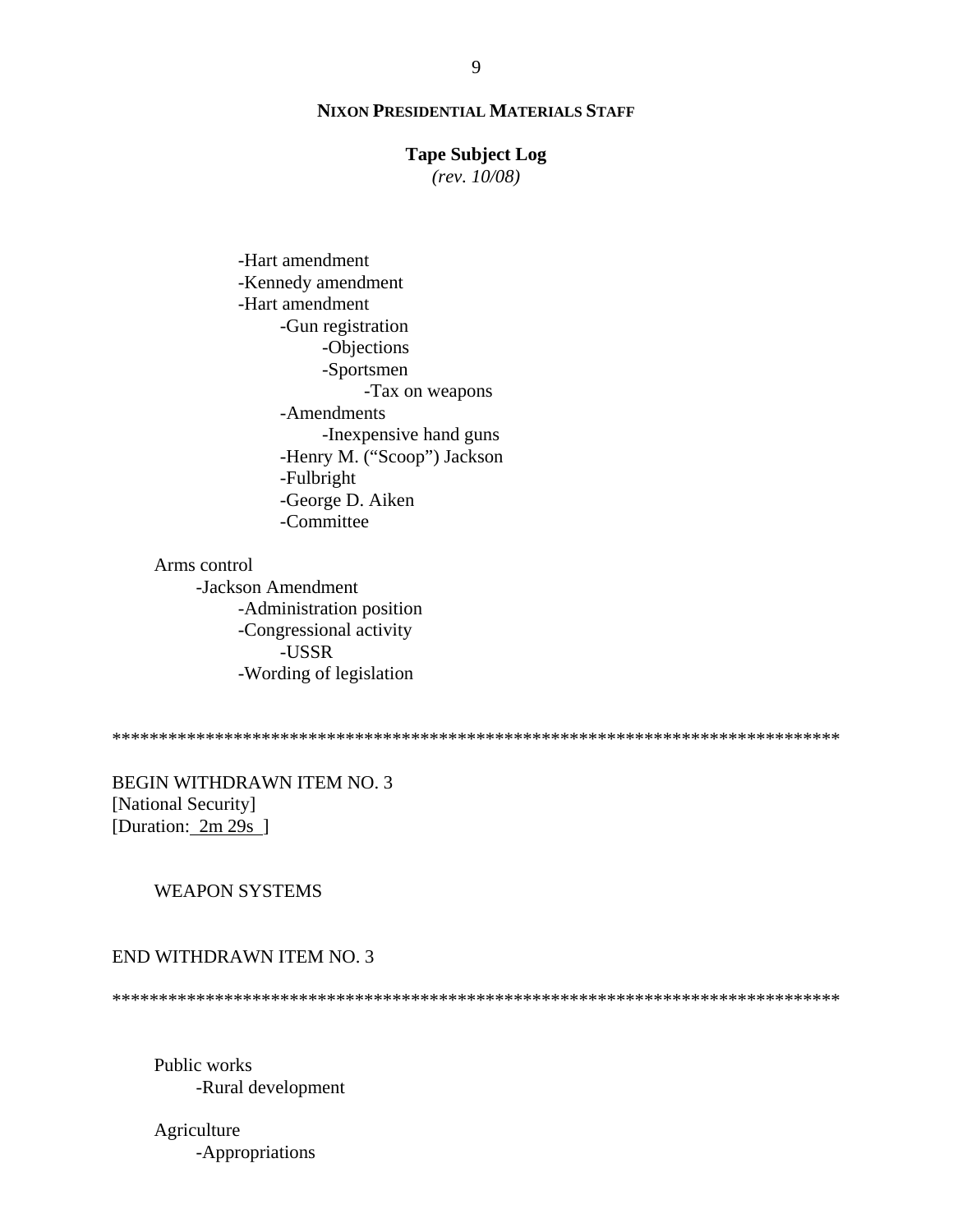- Hart amendment
- Kennedy amendment
- Hart amendment
    - Gun registration
        - Objections
        - Sportsmen
            - Tax on weapons
    - Amendments
        - Inexpensive hand guns
    - Henry M. ("Scoop") Jackson
    - Fulbright
    - George D. Aiken
    - Committee

Arms control
- Jackson Amendment
    - Administration position
    - Congressional activity
        - USSR
    - Wording of legislation

*******************************************************************************

BEGIN WITHDRAWN ITEM NO. 3
[National Security]
[Duration: 2m 29s ]

WEAPON SYSTEMS

END WITHDRAWN ITEM NO. 3

*******************************************************************************

Public works
- Rural development

Agriculture
- Appropriations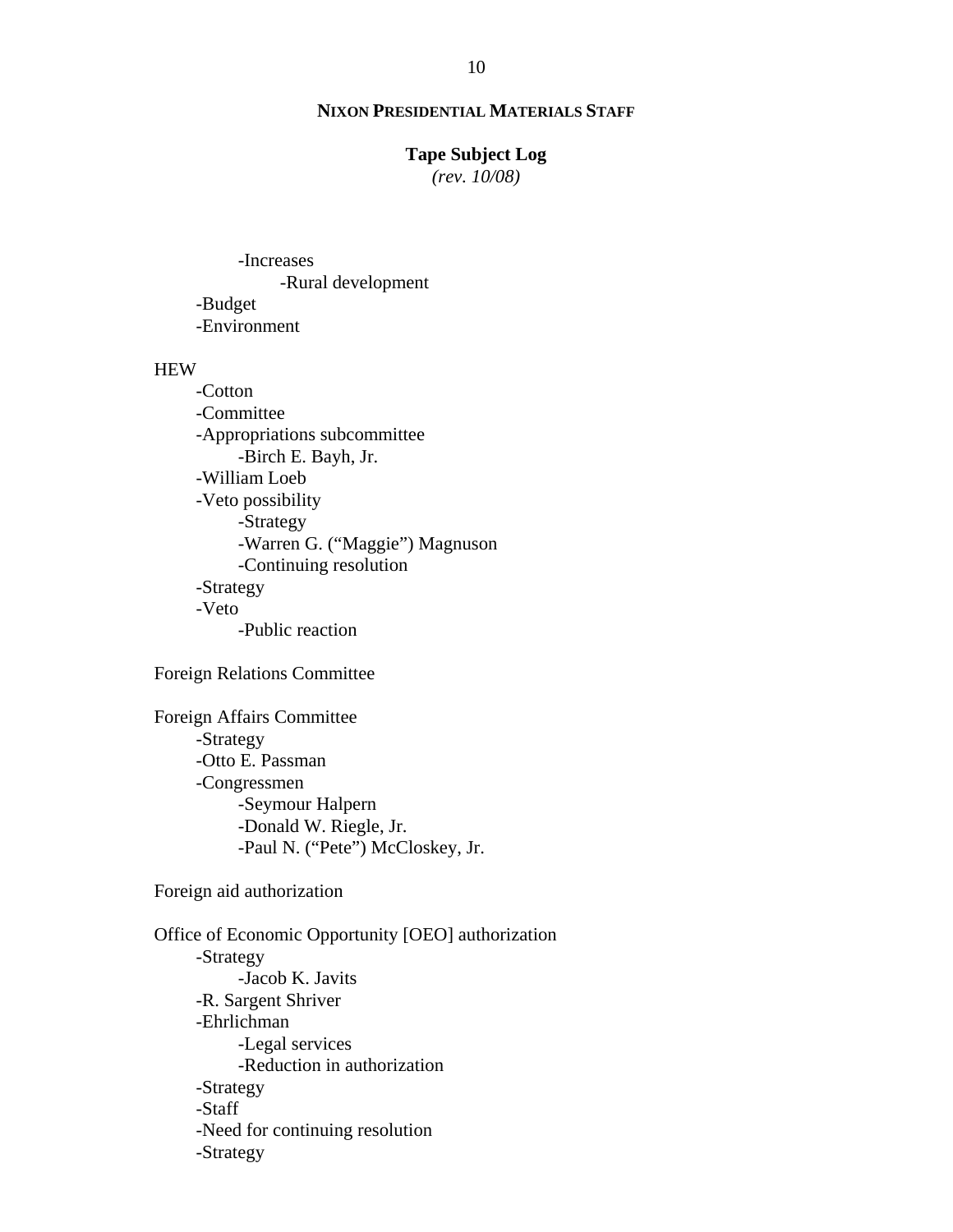-Increases
            -Rural development
      -Budget
      -Environment

HEW
      -Cotton
      -Committee
      -Appropriations subcommittee
            -Birch E. Bayh, Jr.
      -William Loeb
      -Veto possibility
            -Strategy
            -Warren G. ("Maggie") Magnuson
            -Continuing resolution
      -Strategy
      -Veto
            -Public reaction

Foreign Relations Committee

Foreign Affairs Committee
      -Strategy
      -Otto E. Passman
      -Congressmen
            -Seymour Halpern
            -Donald W. Riegle, Jr.
            -Paul N. ("Pete") McCloskey, Jr.

Foreign aid authorization

Office of Economic Opportunity [OEO] authorization
      -Strategy
            -Jacob K. Javits
      -R. Sargent Shriver
      -Ehrlichman
            -Legal services
            -Reduction in authorization
      -Strategy
      -Staff
      -Need for continuing resolution
      -Strategy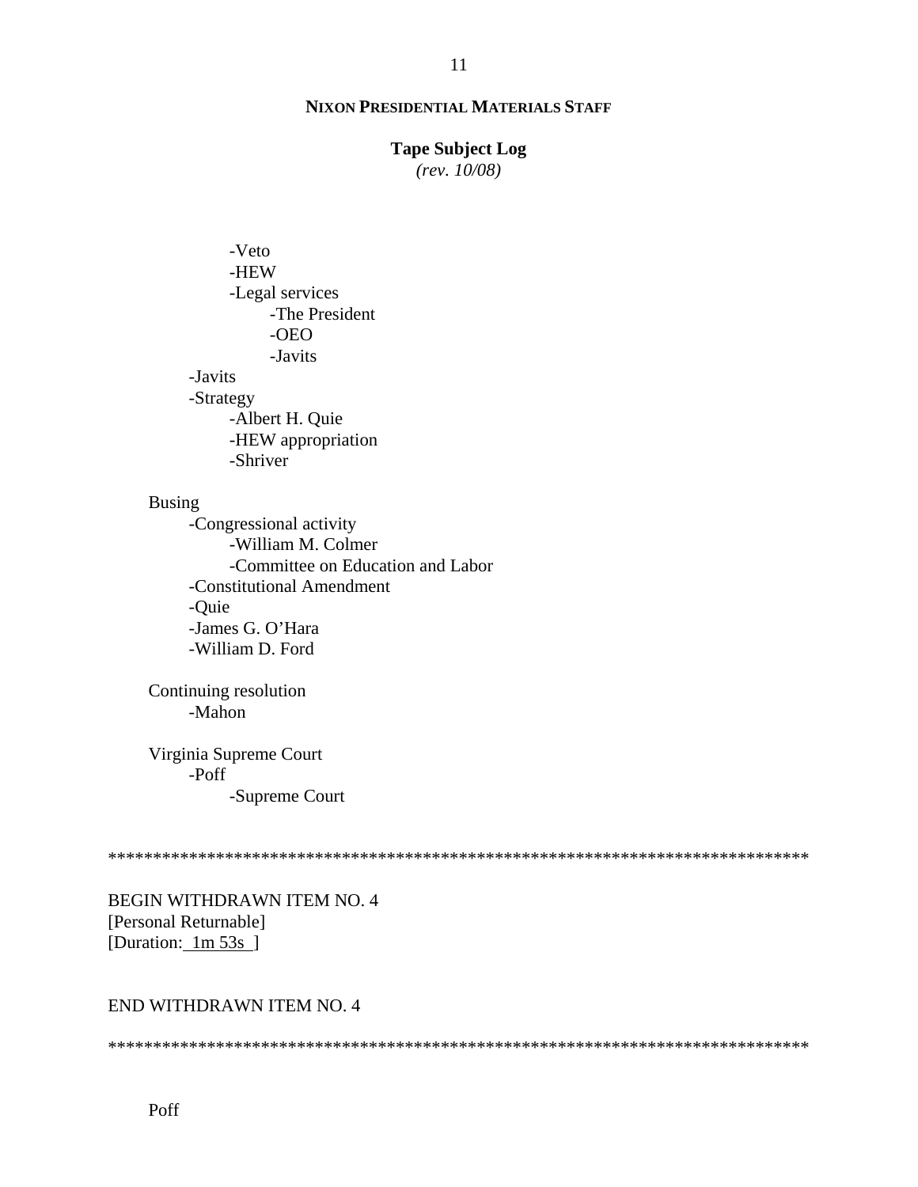- Veto
- HEW
- Legal services
  - The President
  - OEO
  - Javits
- Javits
- Strategy
  - Albert H. Quie
  - HEW appropriation
  - Shriver

Busing
- Congressional activity
  - William M. Colmer
  - Committee on Education and Labor
- Constitutional Amendment
- Quie
- James G. O'Hara
- William D. Ford

Continuing resolution
- Mahon

Virginia Supreme Court
- Poff
  - Supreme Court

*******************************************************************************

BEGIN WITHDRAWN ITEM NO. 4
[Personal Returnable]
[Duration: 1m 53s ]

END WITHDRAWN ITEM NO. 4

*******************************************************************************

Poff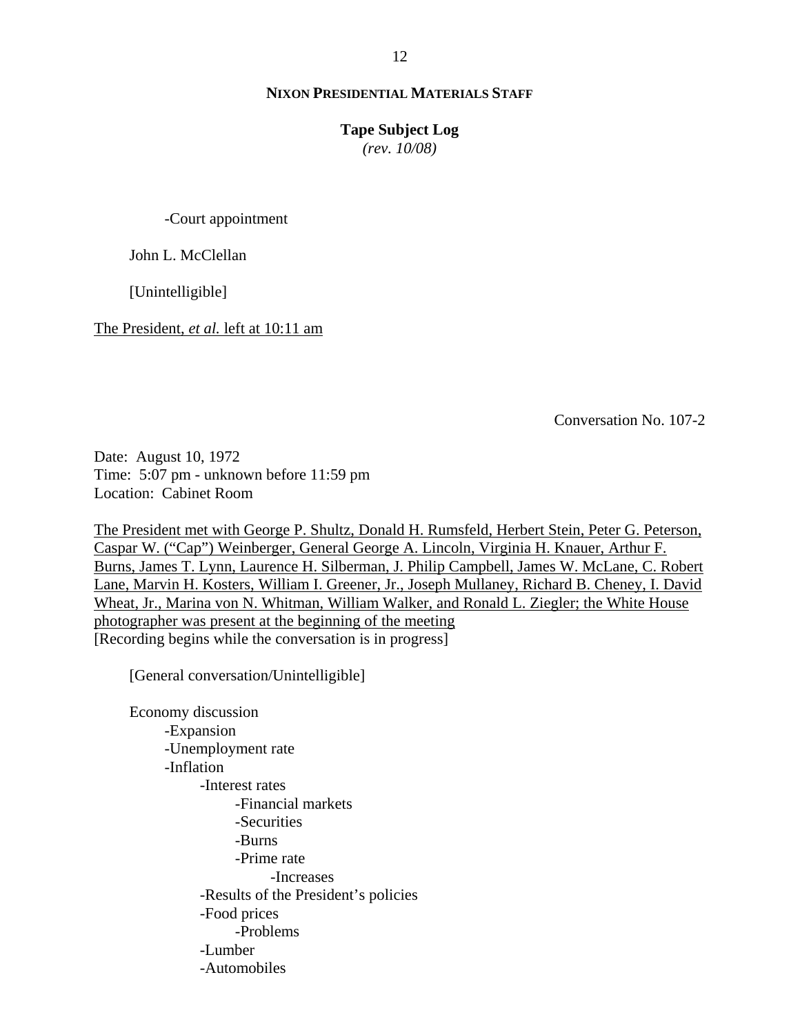-Court appointment

John L. McClellan

[Unintelligible]

The President, *et al.* left at 10:11 am

Conversation No. 107-2

Date: August 10, 1972
Time: 5:07 pm - unknown before 11:59 pm
Location: Cabinet Room

The President met with George P. Shultz, Donald H. Rumsfeld, Herbert Stein, Peter G. Peterson, Caspar W. ("Cap") Weinberger, General George A. Lincoln, Virginia H. Knauer, Arthur F. Burns, James T. Lynn, Laurence H. Silberman, J. Philip Campbell, James W. McLane, C. Robert Lane, Marvin H. Kosters, William I. Greener, Jr., Joseph Mullaney, Richard B. Cheney, I. David Wheat, Jr., Marina von N. Whitman, William Walker, and Ronald L. Ziegler; the White House photographer was present at the beginning of the meeting
[Recording begins while the conversation is in progress]

[General conversation/Unintelligible]

Economy discussion
- Expansion
- Unemployment rate
- Inflation
    - Interest rates
        - Financial markets
        - Securities
        - Burns
        - Prime rate
            - Increases
    - Results of the President's policies
    - Food prices
        - Problems
    - Lumber
    - Automobiles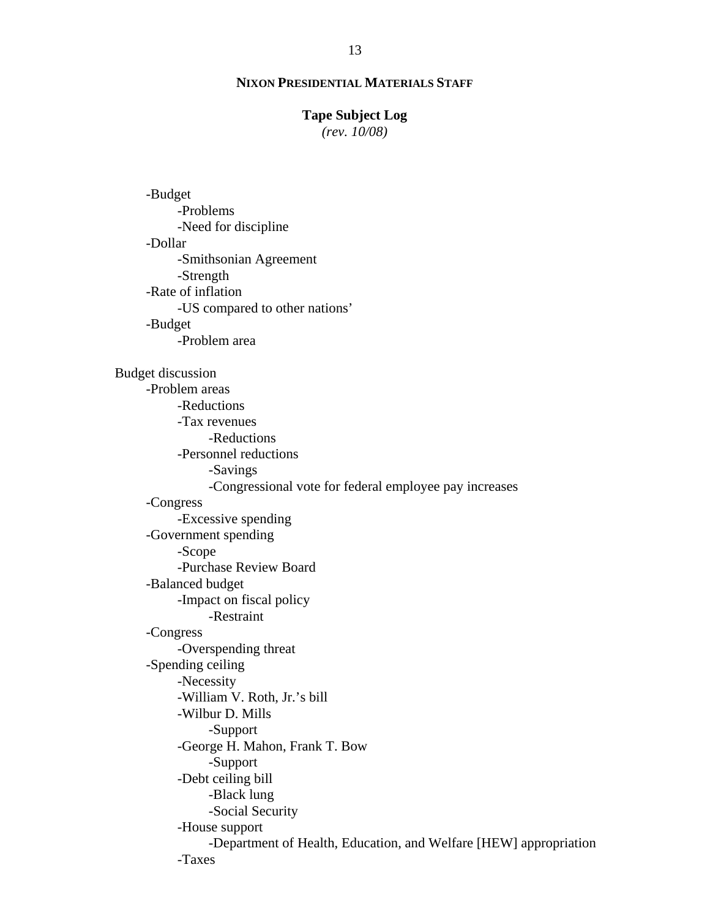- -Budget
    - -Problems
    - -Need for discipline
- -Dollar
    - -Smithsonian Agreement
    - -Strength
- -Rate of inflation
    - -US compared to other nations'
- -Budget
    - -Problem area

Budget discussion

- -Problem areas
    - -Reductions
    - -Tax revenues
        - -Reductions
    - -Personnel reductions
        - -Savings
        - -Congressional vote for federal employee pay increases
- -Congress
    - -Excessive spending
- -Government spending
    - -Scope
    - -Purchase Review Board
- -Balanced budget
    - -Impact on fiscal policy
        - -Restraint
- -Congress
    - -Overspending threat
- -Spending ceiling
    - -Necessity
    - -William V. Roth, Jr.'s bill
    - -Wilbur D. Mills
        - -Support
    - -George H. Mahon, Frank T. Bow
        - -Support
    - -Debt ceiling bill
        - -Black lung
        - -Social Security
    - -House support
        - -Department of Health, Education, and Welfare [HEW] appropriation
    - -Taxes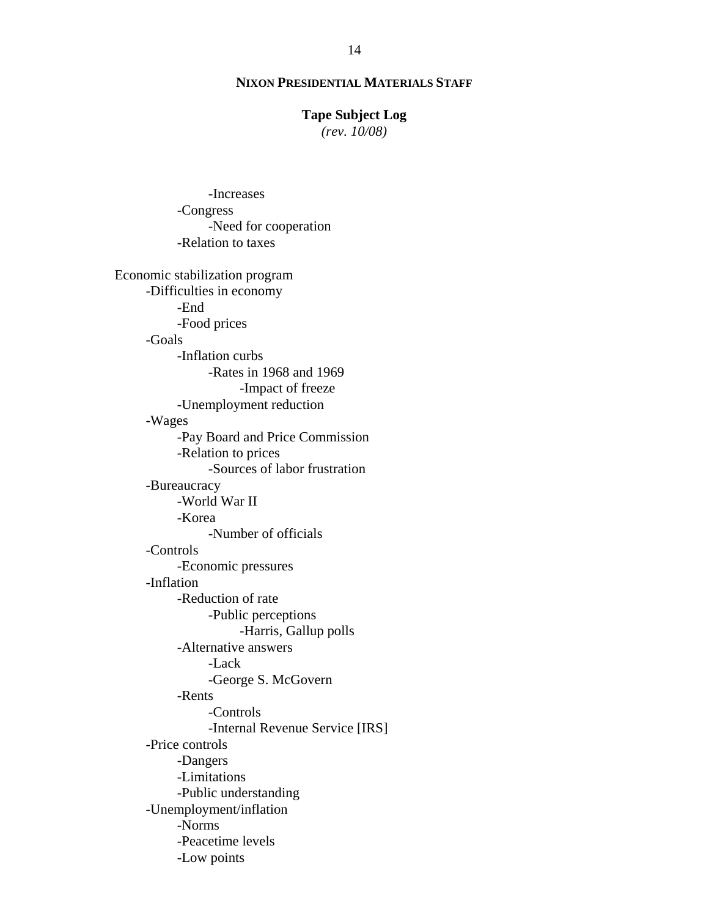-Increases
        -Congress
            -Need for cooperation
        -Relation to taxes

Economic stabilization program
    -Difficulties in economy
        -End
        -Food prices
    -Goals
        -Inflation curbs
            -Rates in 1968 and 1969
                -Impact of freeze
        -Unemployment reduction
    -Wages
        -Pay Board and Price Commission
        -Relation to prices
            -Sources of labor frustration
    -Bureaucracy
        -World War II
        -Korea
            -Number of officials
    -Controls
        -Economic pressures
    -Inflation
        -Reduction of rate
            -Public perceptions
                -Harris, Gallup polls
        -Alternative answers
            -Lack
            -George S. McGovern
        -Rents
            -Controls
            -Internal Revenue Service [IRS]
    -Price controls
        -Dangers
        -Limitations
        -Public understanding
    -Unemployment/inflation
        -Norms
        -Peacetime levels
        -Low points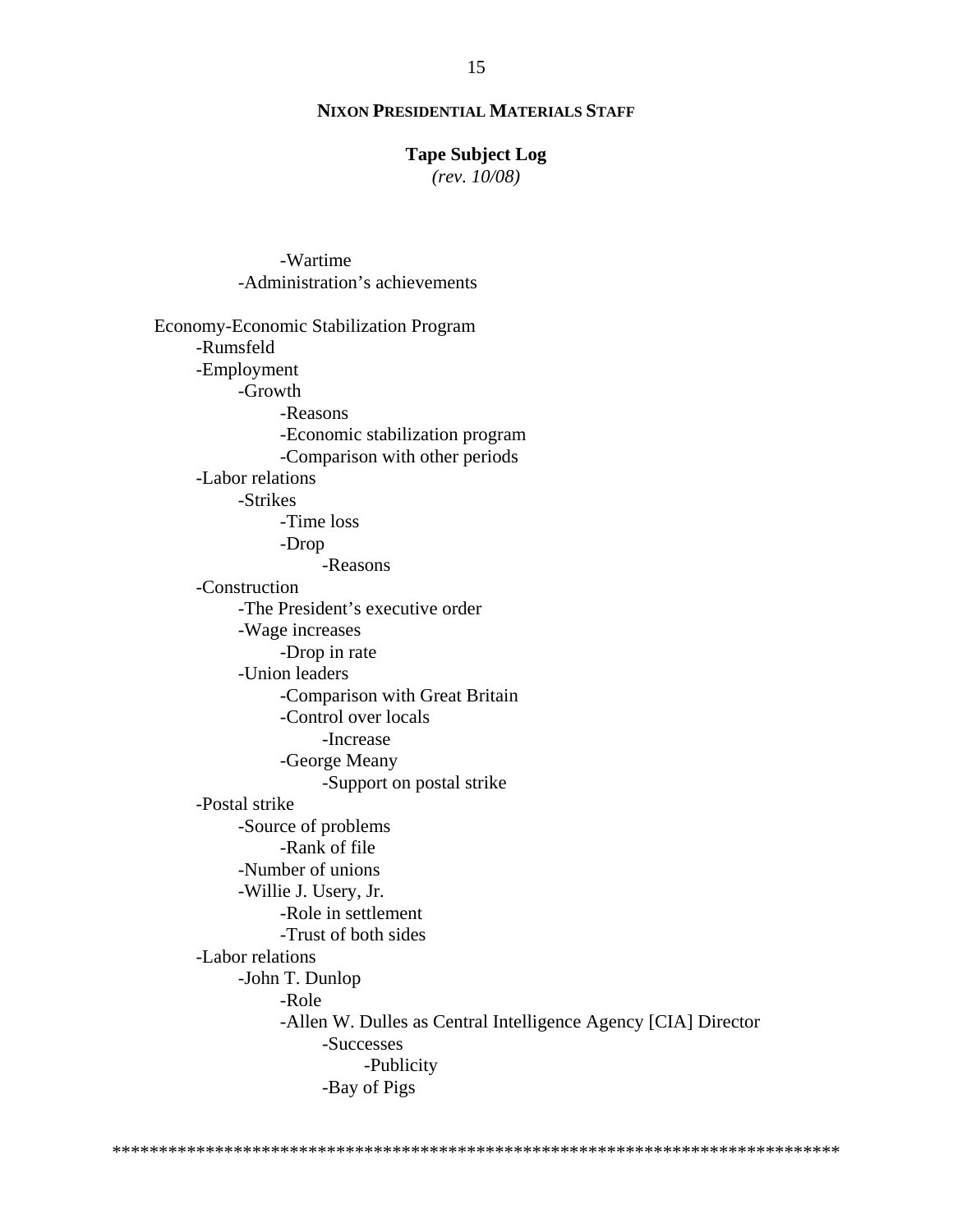-Wartime
-Administration's achievements

Economy-Economic Stabilization Program
- -Rumsfeld
- -Employment
  - -Growth
    - -Reasons
    - -Economic stabilization program
    - -Comparison with other periods
- -Labor relations
  - -Strikes
    - -Time loss
    - -Drop
      - -Reasons
- -Construction
  - -The President's executive order
  - -Wage increases
    - -Drop in rate
  - -Union leaders
    - -Comparison with Great Britain
    - -Control over locals
      - -Increase
    - -George Meany
      - -Support on postal strike
- -Postal strike
  - -Source of problems
    - -Rank of file
  - -Number of unions
  - -Willie J. Usery, Jr.
    - -Role in settlement
    - -Trust of both sides
- -Labor relations
  - -John T. Dunlop
    - -Role
    - -Allen W. Dulles as Central Intelligence Agency [CIA] Director
      - -Successes
        - -Publicity
      - -Bay of Pigs

******************************************************************************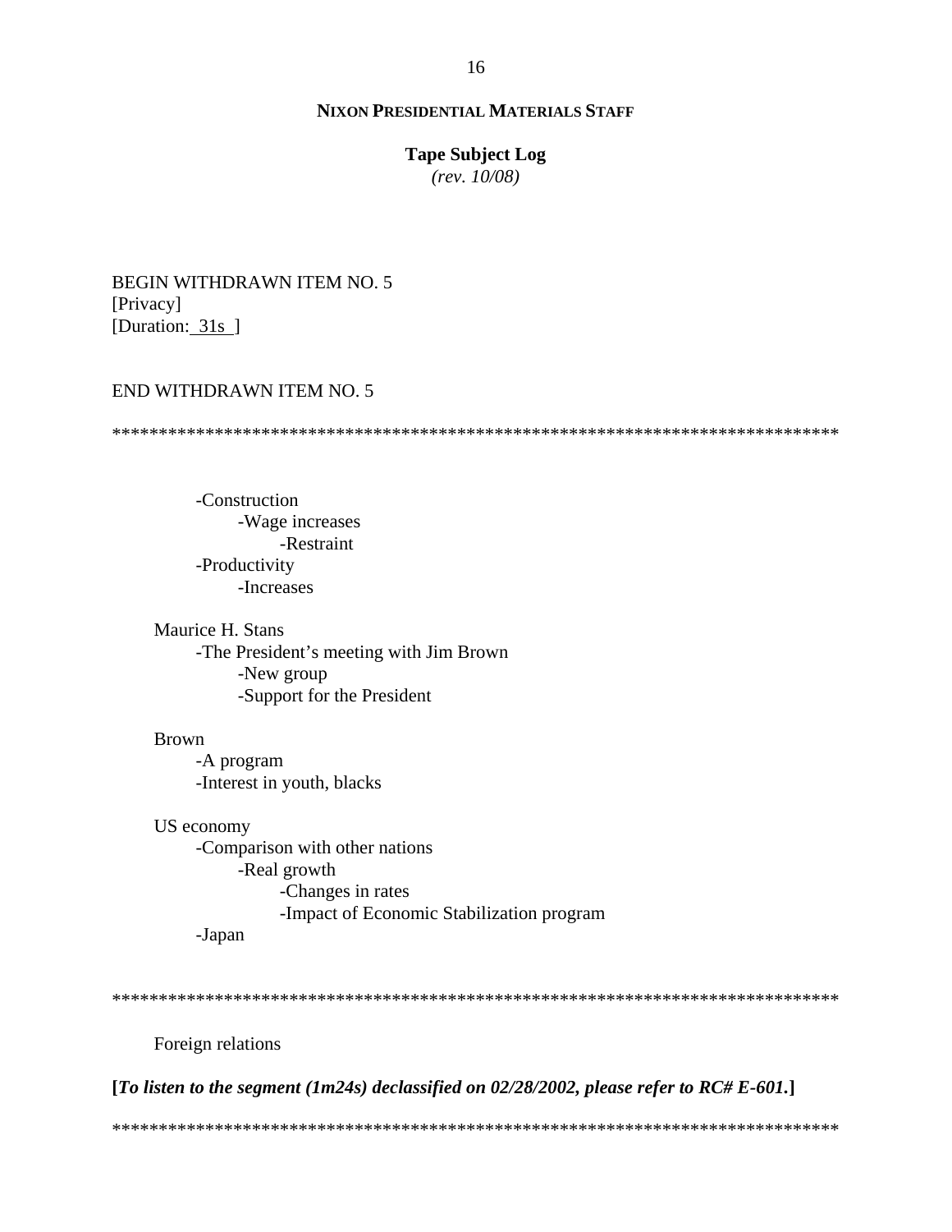BEGIN WITHDRAWN ITEM NO. 5
[Privacy]
[Duration: 31s ]

END WITHDRAWN ITEM NO. 5

******************************************************************************

- -Construction
    - -Wage increases
        - -Restraint
- -Productivity
    - -Increases

Maurice H. Stans
- -The President's meeting with Jim Brown
    - -New group
    - -Support for the President

Brown
- -A program
- -Interest in youth, blacks

US economy
- -Comparison with other nations
    - -Real growth
        - -Changes in rates
        - -Impact of Economic Stabilization program
- -Japan

******************************************************************************

Foreign relations

**[*To listen to the segment (1m24s) declassified on 02/28/2002, please refer to RC# E-601.*]**

******************************************************************************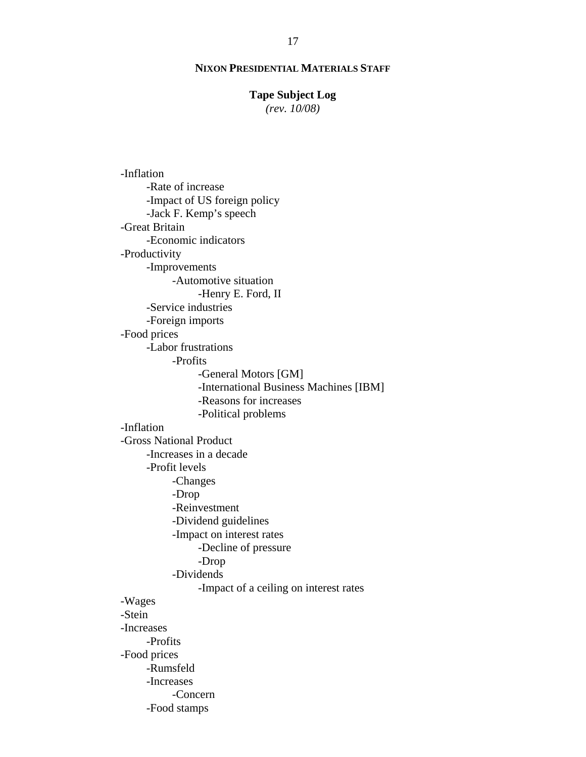**NIXON PRESIDENTIAL MATERIALS STAFF**

**Tape Subject Log**
*(rev. 10/08)*

- -Inflation
    - -Rate of increase
    - -Impact of US foreign policy
    - -Jack F. Kemp's speech
- -Great Britain
    - -Economic indicators
- -Productivity
    - -Improvements
        - -Automotive situation
            - -Henry E. Ford, II
    - -Service industries
    - -Foreign imports
- -Food prices
    - -Labor frustrations
        - -Profits
            - -General Motors [GM]
            - -International Business Machines [IBM]
            - -Reasons for increases
            - -Political problems
- -Inflation
- -Gross National Product
    - -Increases in a decade
    - -Profit levels
        - -Changes
        - -Drop
        - -Reinvestment
        - -Dividend guidelines
        - -Impact on interest rates
            - -Decline of pressure
            - -Drop
        - -Dividends
            - -Impact of a ceiling on interest rates
- -Wages
- -Stein
- -Increases
    - -Profits
- -Food prices
    - -Rumsfeld
    - -Increases
        - -Concern
    - -Food stamps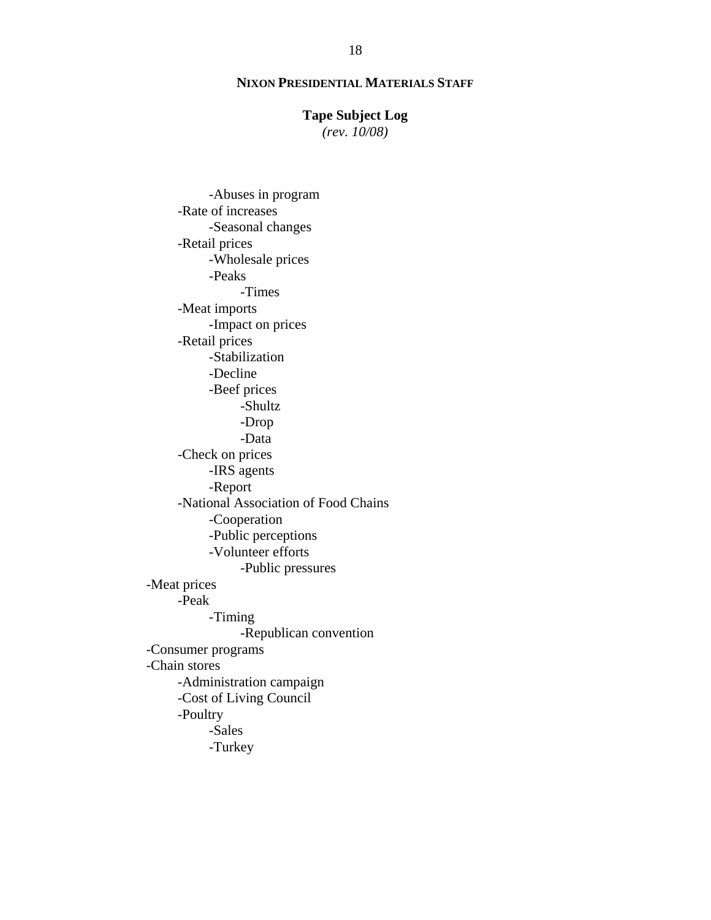**NIXON PRESIDENTIAL MATERIALS STAFF**

**Tape Subject Log**
*(rev. 10/08)*

- -Abuses in program
- -Rate of increases
    - -Seasonal changes
- -Retail prices
    - -Wholesale prices
    - -Peaks
        - -Times
- -Meat imports
    - -Impact on prices
- -Retail prices
    - -Stabilization
    - -Decline
    - -Beef prices
        - -Shultz
        - -Drop
        - -Data
- -Check on prices
    - -IRS agents
    - -Report
- -National Association of Food Chains
    - -Cooperation
    - -Public perceptions
    - -Volunteer efforts
        - -Public pressures

-Meat prices
- -Peak
    - -Timing
        - -Republican convention

-Consumer programs

-Chain stores
- -Administration campaign
- -Cost of Living Council
- -Poultry
    - -Sales
    - -Turkey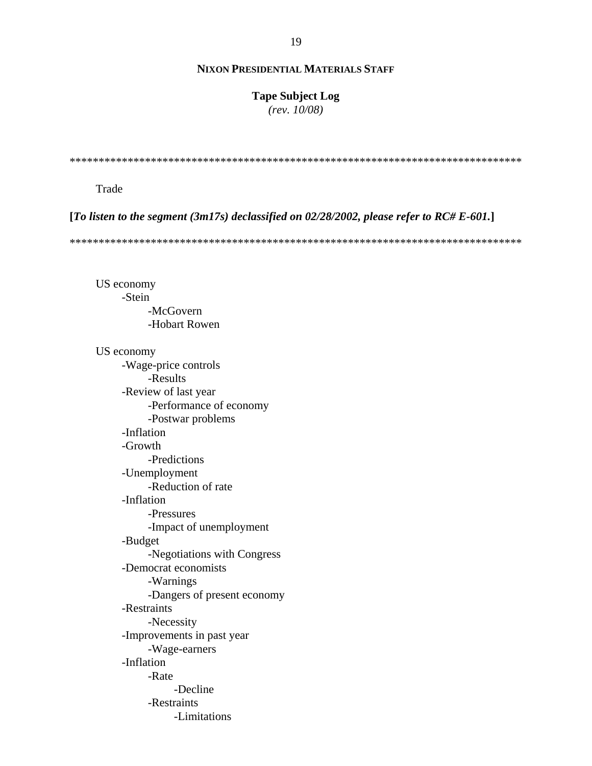**NIXON PRESIDENTIAL MATERIALS STAFF**

**Tape Subject Log**
*(rev. 10/08)*

*******************************************************************************

Trade

**[*To listen to the segment (3m17s) declassified on 02/28/2002, please refer to RC# E-601.*]**

*******************************************************************************

US economy
- -Stein
    - -McGovern
    - -Hobart Rowen

US economy
- -Wage-price controls
    - -Results
- -Review of last year
    - -Performance of economy
    - -Postwar problems
- -Inflation
- -Growth
    - -Predictions
- -Unemployment
    - -Reduction of rate
- -Inflation
    - -Pressures
    - -Impact of unemployment
- -Budget
    - -Negotiations with Congress
- -Democrat economists
    - -Warnings
    - -Dangers of present economy
- -Restraints
    - -Necessity
- -Improvements in past year
    - -Wage-earners
- -Inflation
    - -Rate
        - -Decline
    - -Restraints
        - -Limitations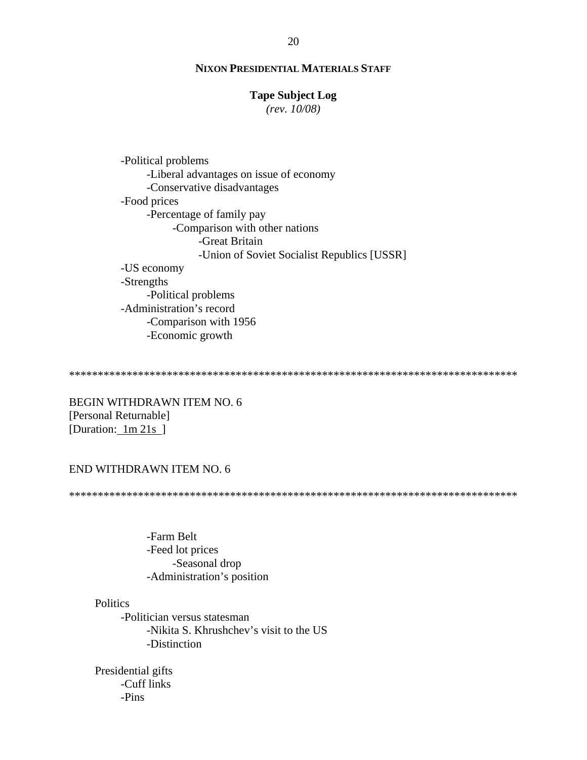**NIXON PRESIDENTIAL MATERIALS STAFF**

**Tape Subject Log**
*(rev. 10/08)*

- -Political problems
    - -Liberal advantages on issue of economy
    - -Conservative disadvantages
- -Food prices
    - -Percentage of family pay
        - -Comparison with other nations
            - -Great Britain
            - -Union of Soviet Socialist Republics [USSR]
- -US economy
- -Strengths
    - -Political problems
- -Administration's record
    - -Comparison with 1956
    - -Economic growth

*******************************************************************************

BEGIN WITHDRAWN ITEM NO. 6
[Personal Returnable]
[Duration: 1m 21s ]

END WITHDRAWN ITEM NO. 6

*******************************************************************************

- -Farm Belt
- -Feed lot prices
    - -Seasonal drop
- -Administration's position

Politics

- -Politician versus statesman
    - -Nikita S. Khrushchev's visit to the US
    - -Distinction

Presidential gifts

- -Cuff links
- -Pins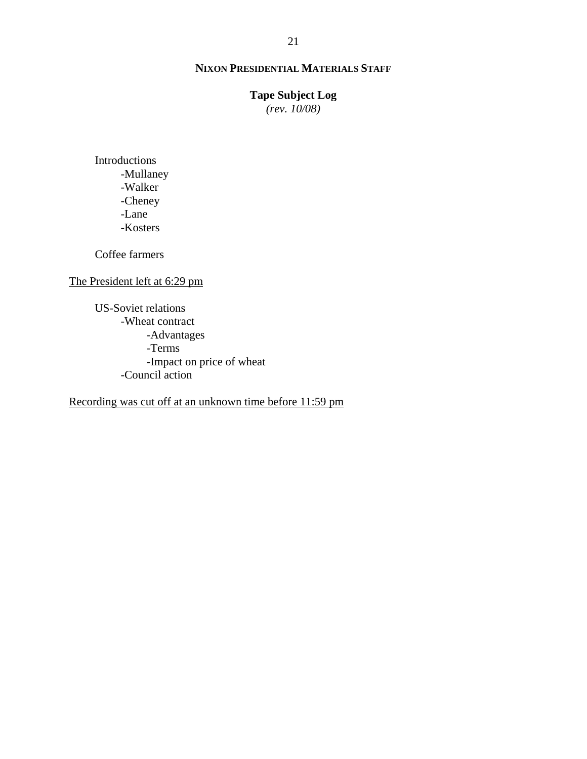**NIXON PRESIDENTIAL MATERIALS STAFF**

**Tape Subject Log**
*(rev. 10/08)*

Introductions
- Mullaney
- Walker
- Cheney
- Lane
- Kosters

Coffee farmers

<u>The President left at 6:29 pm</u>

US-Soviet relations
- Wheat contract
  - Advantages
  - Terms
  - Impact on price of wheat
- Council action

<u>Recording was cut off at an unknown time before 11:59 pm</u>